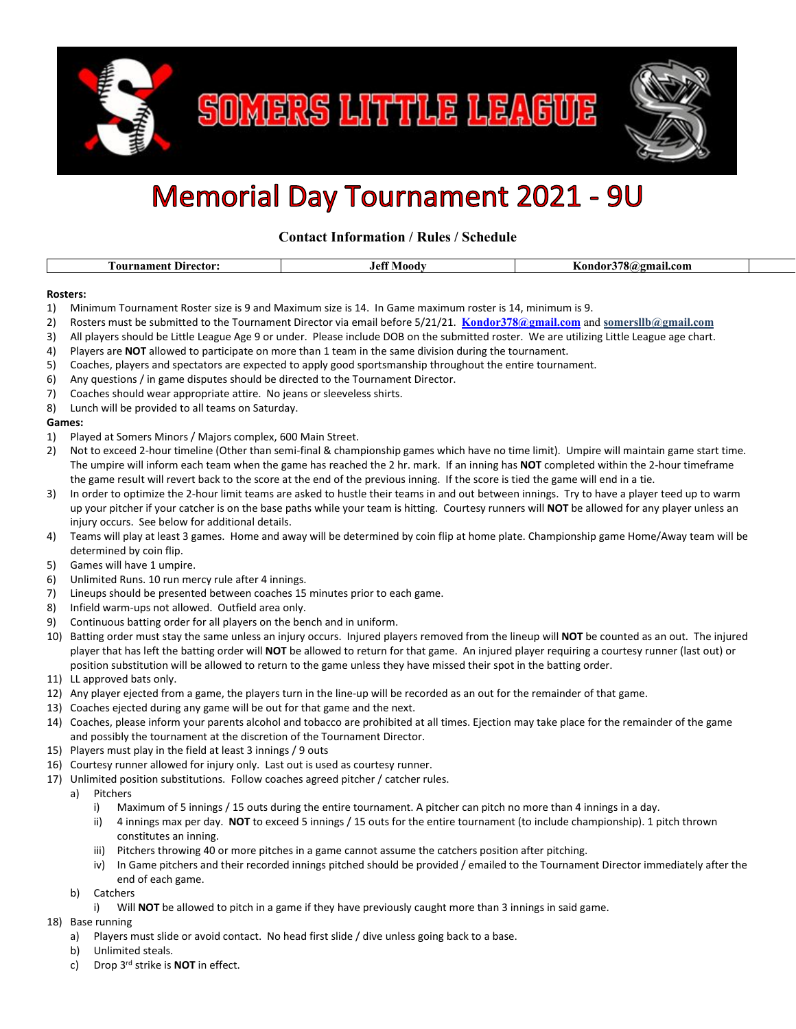# SOMERS LITTLE LEAGUE

# Memorial Day Tournament 2021 - 9U

## Contact Information / Rules / Schedule

| Tournament Director: | Jeff Moody | Kondor378@gmail.com |
|---|---|---|

**Rosters:**

1) Minimum Tournament Roster size is 9 and Maximum size is 14. In Game maximum roster is 14, minimum is 9.
2) Rosters must be submitted to the Tournament Director via email before 5/21/21. **Kondor378@gmail.com** and **somersllb@gmail.com**
3) All players should be Little League Age 9 or under. Please include DOB on the submitted roster. We are utilizing Little League age chart.
4) Players are **NOT** allowed to participate on more than 1 team in the same division during the tournament.
5) Coaches, players and spectators are expected to apply good sportsmanship throughout the entire tournament.
6) Any questions / in game disputes should be directed to the Tournament Director.
7) Coaches should wear appropriate attire. No jeans or sleeveless shirts.
8) Lunch will be provided to all teams on Saturday.

**Games:**

1) Played at Somers Minors / Majors complex, 600 Main Street.
2) Not to exceed 2-hour timeline (Other than semi-final & championship games which have no time limit). Umpire will maintain game start time. The umpire will inform each team when the game has reached the 2 hr. mark. If an inning has **NOT** completed within the 2-hour timeframe the game result will revert back to the score at the end of the previous inning. If the score is tied the game will end in a tie.
3) In order to optimize the 2-hour limit teams are asked to hustle their teams in and out between innings. Try to have a player teed up to warm up your pitcher if your catcher is on the base paths while your team is hitting. Courtesy runners will **NOT** be allowed for any player unless an injury occurs. See below for additional details.
4) Teams will play at least 3 games. Home and away will be determined by coin flip at home plate. Championship game Home/Away team will be determined by coin flip.
5) Games will have 1 umpire.
6) Unlimited Runs. 10 run mercy rule after 4 innings.
7) Lineups should be presented between coaches 15 minutes prior to each game.
8) Infield warm-ups not allowed. Outfield area only.
9) Continuous batting order for all players on the bench and in uniform.
10) Batting order must stay the same unless an injury occurs. Injured players removed from the lineup will **NOT** be counted as an out. The injured player that has left the batting order will **NOT** be allowed to return for that game. An injured player requiring a courtesy runner (last out) or position substitution will be allowed to return to the game unless they have missed their spot in the batting order.
11) LL approved bats only.
12) Any player ejected from a game, the players turn in the line-up will be recorded as an out for the remainder of that game.
13) Coaches ejected during any game will be out for that game and the next.
14) Coaches, please inform your parents alcohol and tobacco are prohibited at all times. Ejection may take place for the remainder of the game and possibly the tournament at the discretion of the Tournament Director.
15) Players must play in the field at least 3 innings / 9 outs
16) Courtesy runner allowed for injury only. Last out is used as courtesy runner.
17) Unlimited position substitutions. Follow coaches agreed pitcher / catcher rules.
    a) Pitchers
        i) Maximum of 5 innings / 15 outs during the entire tournament. A pitcher can pitch no more than 4 innings in a day.
        ii) 4 innings max per day. **NOT** to exceed 5 innings / 15 outs for the entire tournament (to include championship). 1 pitch thrown constitutes an inning.
        iii) Pitchers throwing 40 or more pitches in a game cannot assume the catchers position after pitching.
        iv) In Game pitchers and their recorded innings pitched should be provided / emailed to the Tournament Director immediately after the end of each game.
    b) Catchers
        i) Will **NOT** be allowed to pitch in a game if they have previously caught more than 3 innings in said game.
18) Base running
    a) Players must slide or avoid contact. No head first slide / dive unless going back to a base.
    b) Unlimited steals.
    c) Drop 3rd strike is **NOT** in effect.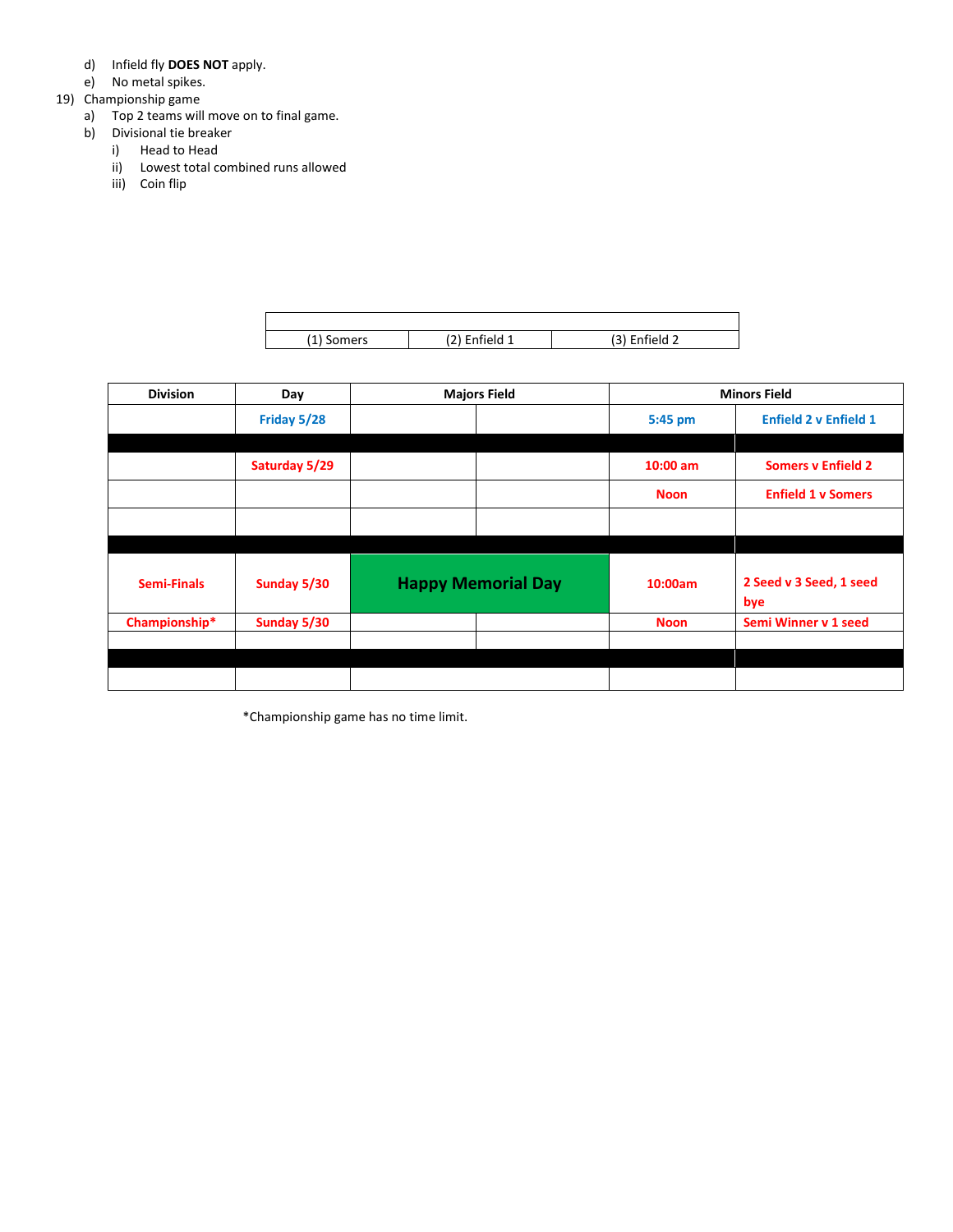d) Infield fly **DOES NOT** apply.

e) No metal spikes.

19) Championship game

a) Top 2 teams will move on to final game.

b) Divisional tie breaker

i) Head to Head

ii) Lowest total combined runs allowed

iii) Coin flip

| | | |
|---|---|---|
| (1) Somers | (2) Enfield 1 | (3) Enfield 2 |

| Division | Day | Majors Field | | Minors Field | |
|---|---|---|---|---|---|
| | **Friday 5/28** | | | **5:45 pm** | **Enfield 2 v Enfield 1** |
| | | | | | |
| | **Saturday 5/29** | | | **10:00 am** | **Somers v Enfield 2** |
| | | | | **Noon** | **Enfield 1 v Somers** |
| | | | | | |
| | | | | | |
| **Semi-Finals** | **Sunday 5/30** | **Happy Memorial Day** | | **10:00am** | **2 Seed v 3 Seed, 1 seed bye** |
| **Championship*** | **Sunday 5/30** | | | **Noon** | **Semi Winner v 1 seed** |
| | | | | | |
| | | | | | |
| | | | | | |

*Championship game has no time limit.